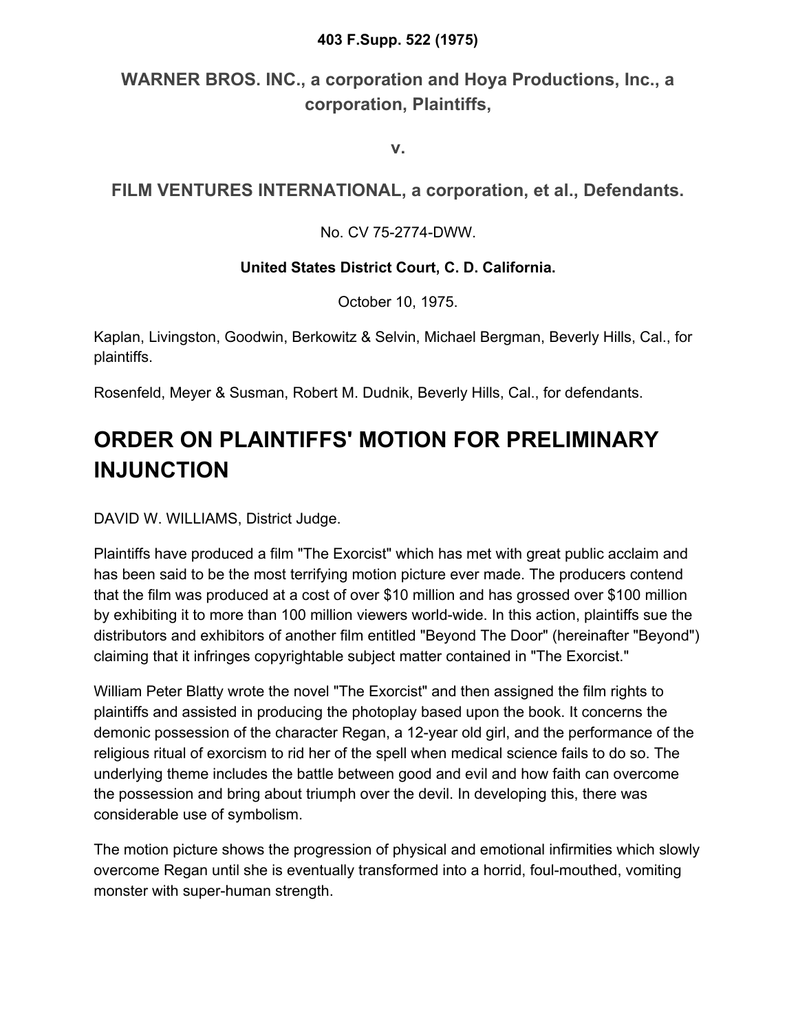**403 F.Supp. 522 (1975)**

## WARNER BROS. INC., a corporation and Hoya Productions, Inc., a corporation, Plaintiffs,

**v.**

## FILM VENTURES INTERNATIONAL, a corporation, et al., Defendants.

No. CV 75-2774-DWW.

**United States District Court, C. D. California.**

October 10, 1975.

Kaplan, Livingston, Goodwin, Berkowitz & Selvin, Michael Bergman, Beverly Hills, Cal., for plaintiffs.

Rosenfeld, Meyer & Susman, Robert M. Dudnik, Beverly Hills, Cal., for defendants.

# ORDER ON PLAINTIFFS' MOTION FOR PRELIMINARY INJUNCTION

DAVID W. WILLIAMS, District Judge.

Plaintiffs have produced a film "The Exorcist" which has met with great public acclaim and has been said to be the most terrifying motion picture ever made. The producers contend that the film was produced at a cost of over $10 million and has grossed over $100 million by exhibiting it to more than 100 million viewers world-wide. In this action, plaintiffs sue the distributors and exhibitors of another film entitled "Beyond The Door" (hereinafter "Beyond") claiming that it infringes copyrightable subject matter contained in "The Exorcist."

William Peter Blatty wrote the novel "The Exorcist" and then assigned the film rights to plaintiffs and assisted in producing the photoplay based upon the book. It concerns the demonic possession of the character Regan, a 12-year old girl, and the performance of the religious ritual of exorcism to rid her of the spell when medical science fails to do so. The underlying theme includes the battle between good and evil and how faith can overcome the possession and bring about triumph over the devil. In developing this, there was considerable use of symbolism.

The motion picture shows the progression of physical and emotional infirmities which slowly overcome Regan until she is eventually transformed into a horrid, foul-mouthed, vomiting monster with super-human strength.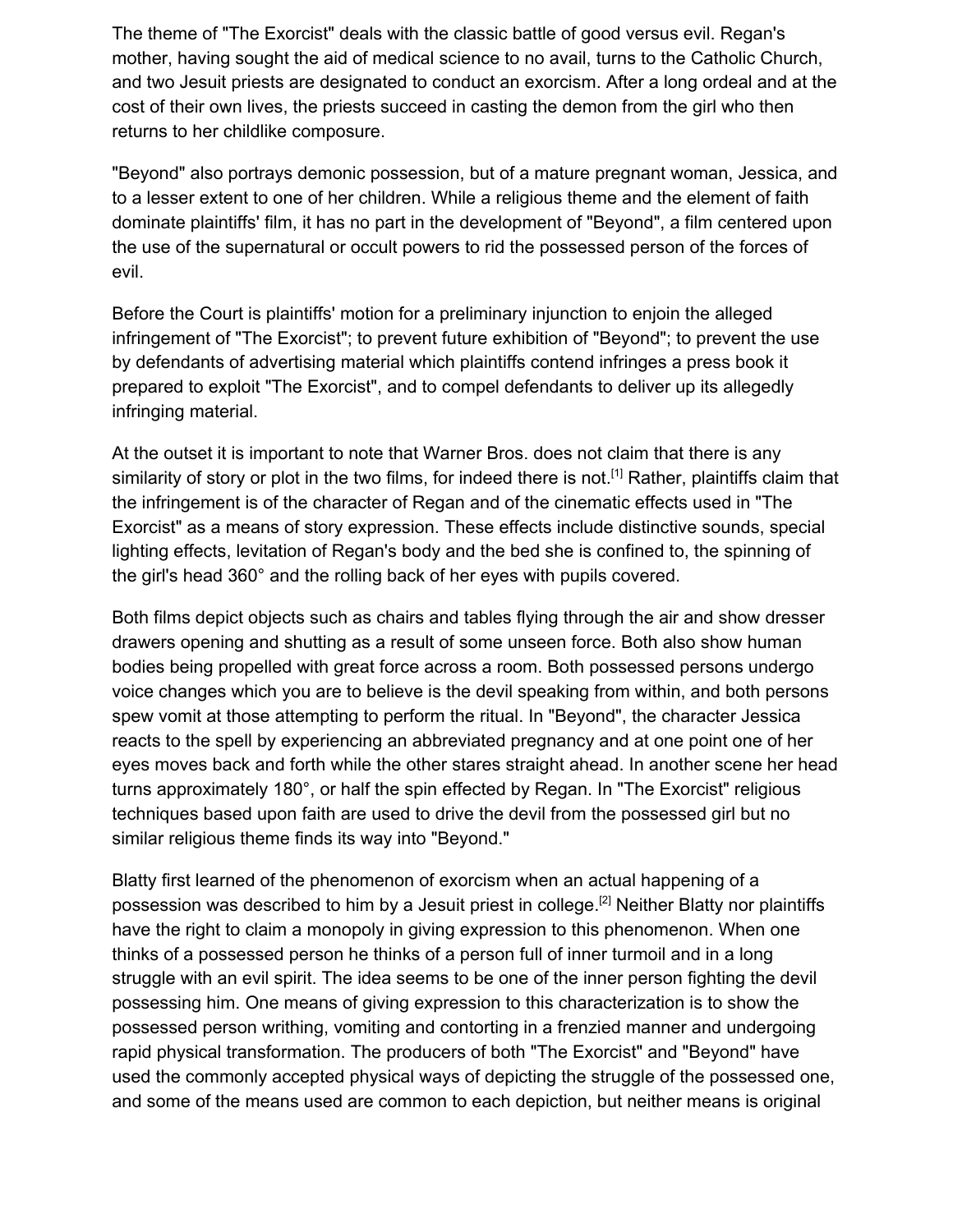The theme of "The Exorcist" deals with the classic battle of good versus evil. Regan's mother, having sought the aid of medical science to no avail, turns to the Catholic Church, and two Jesuit priests are designated to conduct an exorcism. After a long ordeal and at the cost of their own lives, the priests succeed in casting the demon from the girl who then returns to her childlike composure.

"Beyond" also portrays demonic possession, but of a mature pregnant woman, Jessica, and to a lesser extent to one of her children. While a religious theme and the element of faith dominate plaintiffs' film, it has no part in the development of "Beyond", a film centered upon the use of the supernatural or occult powers to rid the possessed person of the forces of evil.

Before the Court is plaintiffs' motion for a preliminary injunction to enjoin the alleged infringement of "The Exorcist"; to prevent future exhibition of "Beyond"; to prevent the use by defendants of advertising material which plaintiffs contend infringes a press book it prepared to exploit "The Exorcist", and to compel defendants to deliver up its allegedly infringing material.

At the outset it is important to note that Warner Bros. does not claim that there is any similarity of story or plot in the two films, for indeed there is not.[1] Rather, plaintiffs claim that the infringement is of the character of Regan and of the cinematic effects used in "The Exorcist" as a means of story expression. These effects include distinctive sounds, special lighting effects, levitation of Regan's body and the bed she is confined to, the spinning of the girl's head 360° and the rolling back of her eyes with pupils covered.

Both films depict objects such as chairs and tables flying through the air and show dresser drawers opening and shutting as a result of some unseen force. Both also show human bodies being propelled with great force across a room. Both possessed persons undergo voice changes which you are to believe is the devil speaking from within, and both persons spew vomit at those attempting to perform the ritual. In "Beyond", the character Jessica reacts to the spell by experiencing an abbreviated pregnancy and at one point one of her eyes moves back and forth while the other stares straight ahead. In another scene her head turns approximately 180°, or half the spin effected by Regan. In "The Exorcist" religious techniques based upon faith are used to drive the devil from the possessed girl but no similar religious theme finds its way into "Beyond."

Blatty first learned of the phenomenon of exorcism when an actual happening of a possession was described to him by a Jesuit priest in college.[2] Neither Blatty nor plaintiffs have the right to claim a monopoly in giving expression to this phenomenon. When one thinks of a possessed person he thinks of a person full of inner turmoil and in a long struggle with an evil spirit. The idea seems to be one of the inner person fighting the devil possessing him. One means of giving expression to this characterization is to show the possessed person writhing, vomiting and contorting in a frenzied manner and undergoing rapid physical transformation. The producers of both "The Exorcist" and "Beyond" have used the commonly accepted physical ways of depicting the struggle of the possessed one, and some of the means used are common to each depiction, but neither means is original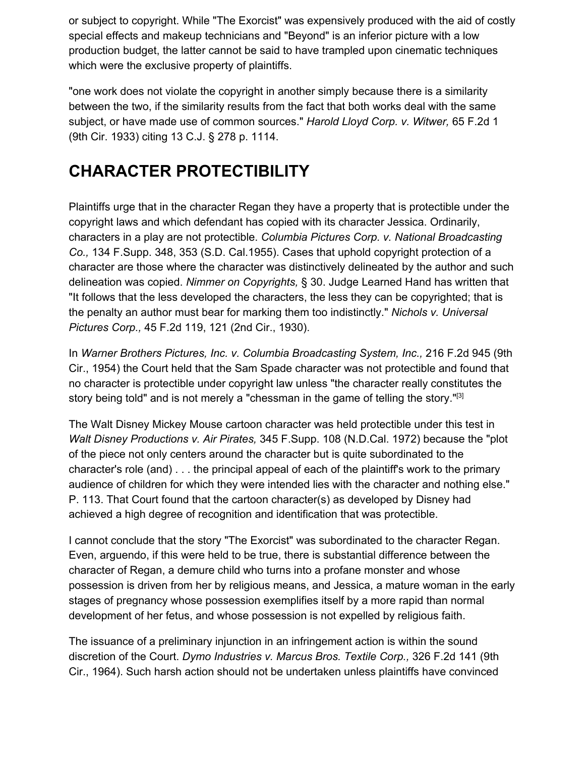or subject to copyright. While "The Exorcist" was expensively produced with the aid of costly special effects and makeup technicians and "Beyond" is an inferior picture with a low production budget, the latter cannot be said to have trampled upon cinematic techniques which were the exclusive property of plaintiffs.

"one work does not violate the copyright in another simply because there is a similarity between the two, if the similarity results from the fact that both works deal with the same subject, or have made use of common sources." *Harold Lloyd Corp. v. Witwer,* 65 F.2d 1 (9th Cir. 1933) citing 13 C.J. § 278 p. 1114.

## CHARACTER PROTECTIBILITY

Plaintiffs urge that in the character Regan they have a property that is protectible under the copyright laws and which defendant has copied with its character Jessica. Ordinarily, characters in a play are not protectible. *Columbia Pictures Corp. v. National Broadcasting Co.,* 134 F.Supp. 348, 353 (S.D. Cal.1955). Cases that uphold copyright protection of a character are those where the character was distinctively delineated by the author and such delineation was copied. *Nimmer on Copyrights,* § 30. Judge Learned Hand has written that "It follows that the less developed the characters, the less they can be copyrighted; that is the penalty an author must bear for marking them too indistinctly." *Nichols v. Universal Pictures Corp.,* 45 F.2d 119, 121 (2nd Cir., 1930).

In *Warner Brothers Pictures, Inc. v. Columbia Broadcasting System, Inc.,* 216 F.2d 945 (9th Cir., 1954) the Court held that the Sam Spade character was not protectible and found that no character is protectible under copyright law unless "the character really constitutes the story being told" and is not merely a "chessman in the game of telling the story."[3]

The Walt Disney Mickey Mouse cartoon character was held protectible under this test in *Walt Disney Productions v. Air Pirates,* 345 F.Supp. 108 (N.D.Cal. 1972) because the "plot of the piece not only centers around the character but is quite subordinated to the character's role (and) . . . the principal appeal of each of the plaintiff's work to the primary audience of children for which they were intended lies with the character and nothing else." P. 113. That Court found that the cartoon character(s) as developed by Disney had achieved a high degree of recognition and identification that was protectible.

I cannot conclude that the story "The Exorcist" was subordinated to the character Regan. Even, arguendo, if this were held to be true, there is substantial difference between the character of Regan, a demure child who turns into a profane monster and whose possession is driven from her by religious means, and Jessica, a mature woman in the early stages of pregnancy whose possession exemplifies itself by a more rapid than normal development of her fetus, and whose possession is not expelled by religious faith.

The issuance of a preliminary injunction in an infringement action is within the sound discretion of the Court. *Dymo Industries v. Marcus Bros. Textile Corp.,* 326 F.2d 141 (9th Cir., 1964). Such harsh action should not be undertaken unless plaintiffs have convinced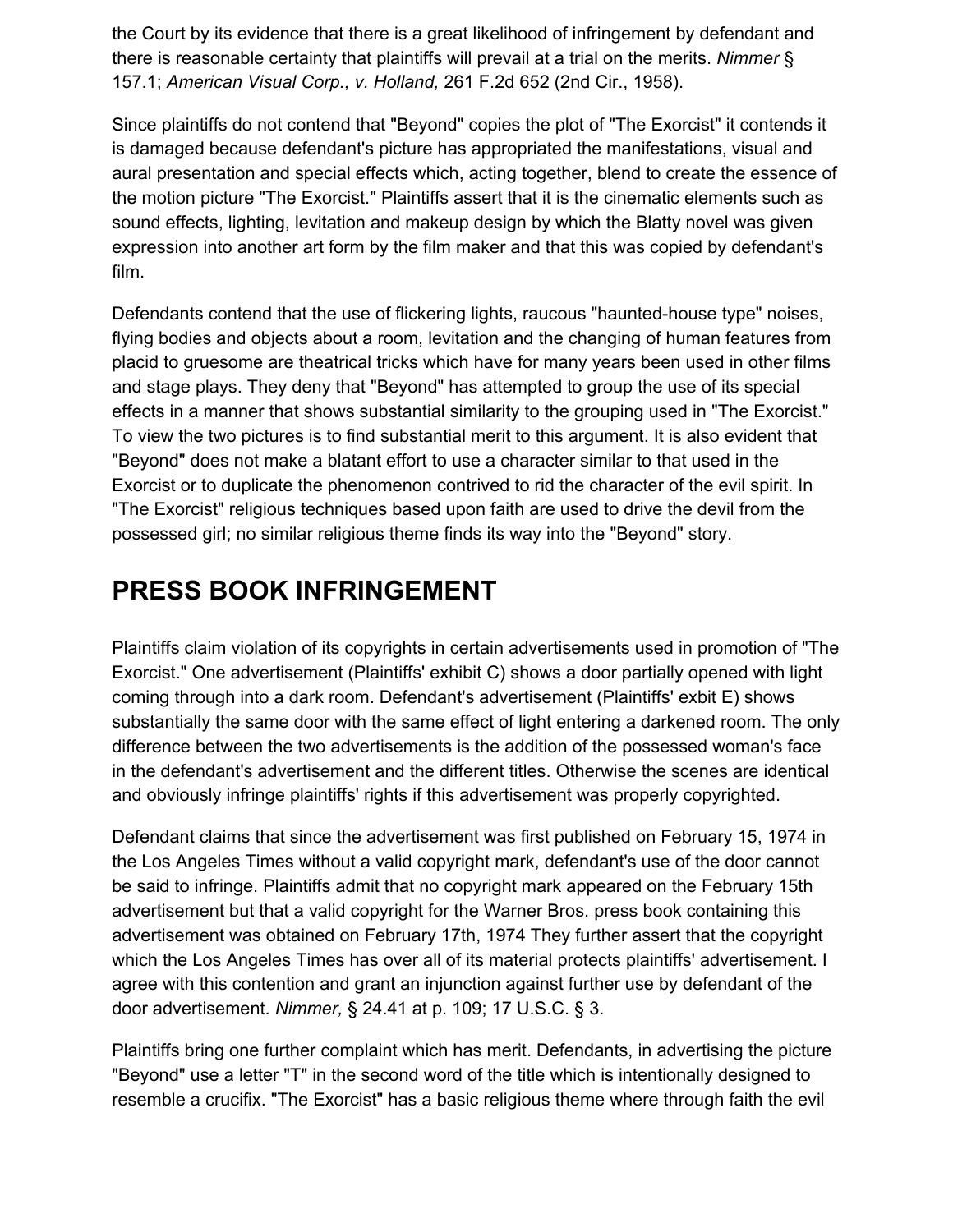the Court by its evidence that there is a great likelihood of infringement by defendant and there is reasonable certainty that plaintiffs will prevail at a trial on the merits. *Nimmer* § 157.1; *American Visual Corp., v. Holland,* 261 F.2d 652 (2nd Cir., 1958).

Since plaintiffs do not contend that "Beyond" copies the plot of "The Exorcist" it contends it is damaged because defendant's picture has appropriated the manifestations, visual and aural presentation and special effects which, acting together, blend to create the essence of the motion picture "The Exorcist." Plaintiffs assert that it is the cinematic elements such as sound effects, lighting, levitation and makeup design by which the Blatty novel was given expression into another art form by the film maker and that this was copied by defendant's film.

Defendants contend that the use of flickering lights, raucous "haunted-house type" noises, flying bodies and objects about a room, levitation and the changing of human features from placid to gruesome are theatrical tricks which have for many years been used in other films and stage plays. They deny that "Beyond" has attempted to group the use of its special effects in a manner that shows substantial similarity to the grouping used in "The Exorcist." To view the two pictures is to find substantial merit to this argument. It is also evident that "Beyond" does not make a blatant effort to use a character similar to that used in the Exorcist or to duplicate the phenomenon contrived to rid the character of the evil spirit. In "The Exorcist" religious techniques based upon faith are used to drive the devil from the possessed girl; no similar religious theme finds its way into the "Beyond" story.

## PRESS BOOK INFRINGEMENT

Plaintiffs claim violation of its copyrights in certain advertisements used in promotion of "The Exorcist." One advertisement (Plaintiffs' exhibit C) shows a door partially opened with light coming through into a dark room. Defendant's advertisement (Plaintiffs' exbit E) shows substantially the same door with the same effect of light entering a darkened room. The only difference between the two advertisements is the addition of the possessed woman's face in the defendant's advertisement and the different titles. Otherwise the scenes are identical and obviously infringe plaintiffs' rights if this advertisement was properly copyrighted.

Defendant claims that since the advertisement was first published on February 15, 1974 in the Los Angeles Times without a valid copyright mark, defendant's use of the door cannot be said to infringe. Plaintiffs admit that no copyright mark appeared on the February 15th advertisement but that a valid copyright for the Warner Bros. press book containing this advertisement was obtained on February 17th, 1974 They further assert that the copyright which the Los Angeles Times has over all of its material protects plaintiffs' advertisement. I agree with this contention and grant an injunction against further use by defendant of the door advertisement. *Nimmer,* § 24.41 at p. 109; 17 U.S.C. § 3.

Plaintiffs bring one further complaint which has merit. Defendants, in advertising the picture "Beyond" use a letter "T" in the second word of the title which is intentionally designed to resemble a crucifix. "The Exorcist" has a basic religious theme where through faith the evil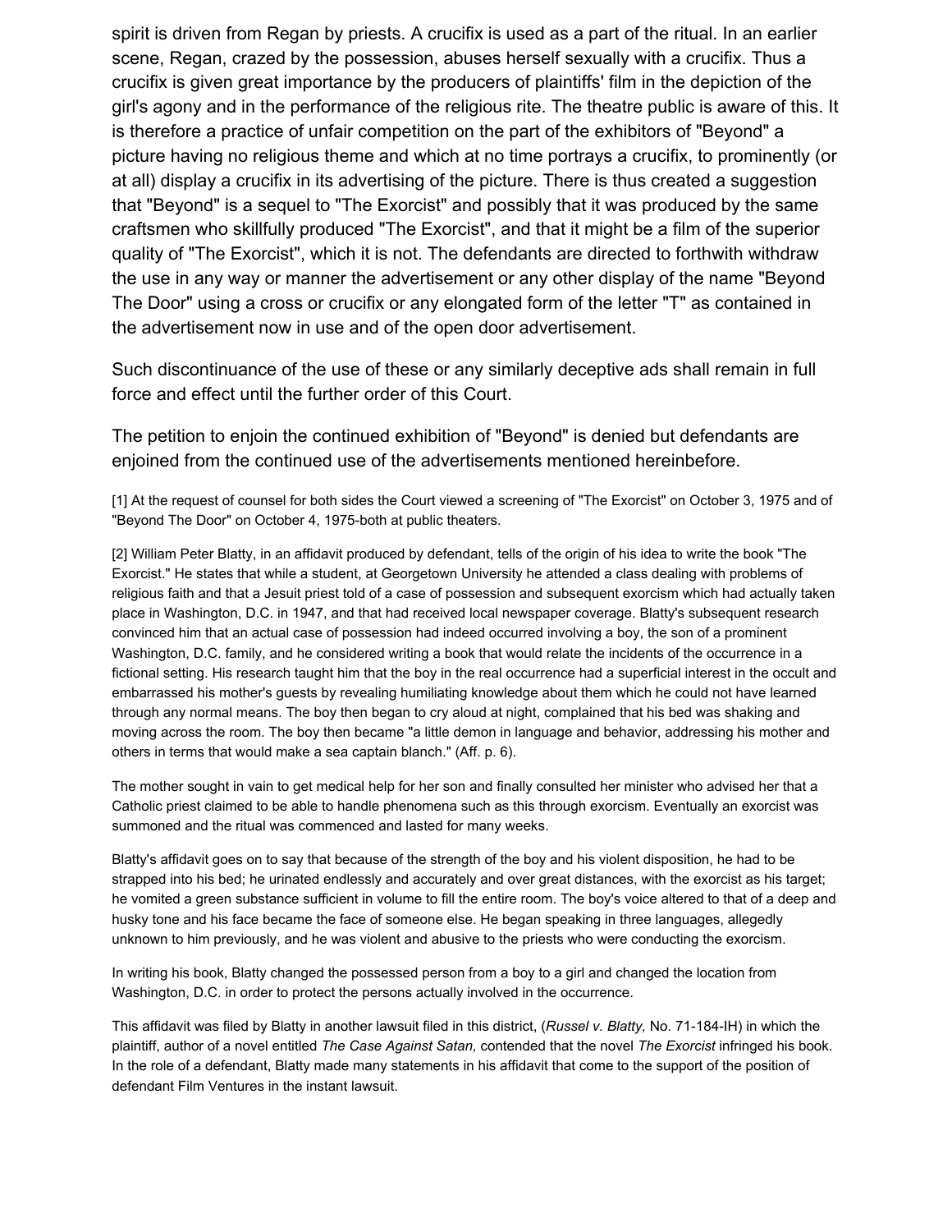spirit is driven from Regan by priests. A crucifix is used as a part of the ritual. In an earlier scene, Regan, crazed by the possession, abuses herself sexually with a crucifix. Thus a crucifix is given great importance by the producers of plaintiffs' film in the depiction of the girl's agony and in the performance of the religious rite. The theatre public is aware of this. It is therefore a practice of unfair competition on the part of the exhibitors of "Beyond" a picture having no religious theme and which at no time portrays a crucifix, to prominently (or at all) display a crucifix in its advertising of the picture. There is thus created a suggestion that "Beyond" is a sequel to "The Exorcist" and possibly that it was produced by the same craftsmen who skillfully produced "The Exorcist", and that it might be a film of the superior quality of "The Exorcist", which it is not. The defendants are directed to forthwith withdraw the use in any way or manner the advertisement or any other display of the name "Beyond The Door" using a cross or crucifix or any elongated form of the letter "T" as contained in the advertisement now in use and of the open door advertisement.

Such discontinuance of the use of these or any similarly deceptive ads shall remain in full force and effect until the further order of this Court.

The petition to enjoin the continued exhibition of "Beyond" is denied but defendants are enjoined from the continued use of the advertisements mentioned hereinbefore.

[1] At the request of counsel for both sides the Court viewed a screening of "The Exorcist" on October 3, 1975 and of "Beyond The Door" on October 4, 1975-both at public theaters.

[2] William Peter Blatty, in an affidavit produced by defendant, tells of the origin of his idea to write the book "The Exorcist." He states that while a student, at Georgetown University he attended a class dealing with problems of religious faith and that a Jesuit priest told of a case of possession and subsequent exorcism which had actually taken place in Washington, D.C. in 1947, and that had received local newspaper coverage. Blatty's subsequent research convinced him that an actual case of possession had indeed occurred involving a boy, the son of a prominent Washington, D.C. family, and he considered writing a book that would relate the incidents of the occurrence in a fictional setting. His research taught him that the boy in the real occurrence had a superficial interest in the occult and embarrassed his mother's guests by revealing humiliating knowledge about them which he could not have learned through any normal means. The boy then began to cry aloud at night, complained that his bed was shaking and moving across the room. The boy then became "a little demon in language and behavior, addressing his mother and others in terms that would make a sea captain blanch." (Aff. p. 6).

The mother sought in vain to get medical help for her son and finally consulted her minister who advised her that a Catholic priest claimed to be able to handle phenomena such as this through exorcism. Eventually an exorcist was summoned and the ritual was commenced and lasted for many weeks.

Blatty's affidavit goes on to say that because of the strength of the boy and his violent disposition, he had to be strapped into his bed; he urinated endlessly and accurately and over great distances, with the exorcist as his target; he vomited a green substance sufficient in volume to fill the entire room. The boy's voice altered to that of a deep and husky tone and his face became the face of someone else. He began speaking in three languages, allegedly unknown to him previously, and he was violent and abusive to the priests who were conducting the exorcism.

In writing his book, Blatty changed the possessed person from a boy to a girl and changed the location from Washington, D.C. in order to protect the persons actually involved in the occurrence.

This affidavit was filed by Blatty in another lawsuit filed in this district, (*Russel v. Blatty,* No. 71-184-IH) in which the plaintiff, author of a novel entitled *The Case Against Satan,* contended that the novel *The Exorcist* infringed his book. In the role of a defendant, Blatty made many statements in his affidavit that come to the support of the position of defendant Film Ventures in the instant lawsuit.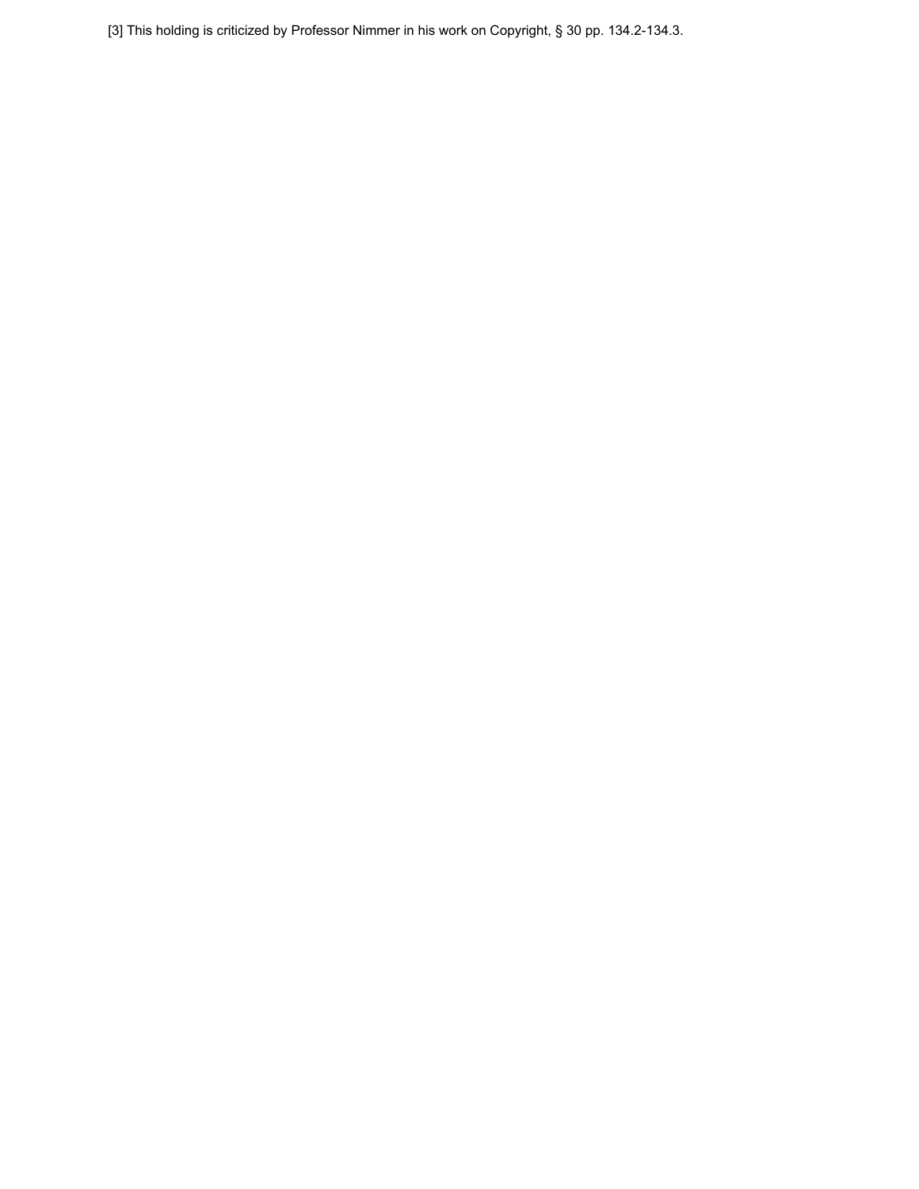[3] This holding is criticized by Professor Nimmer in his work on Copyright, § 30 pp. 134.2-134.3.